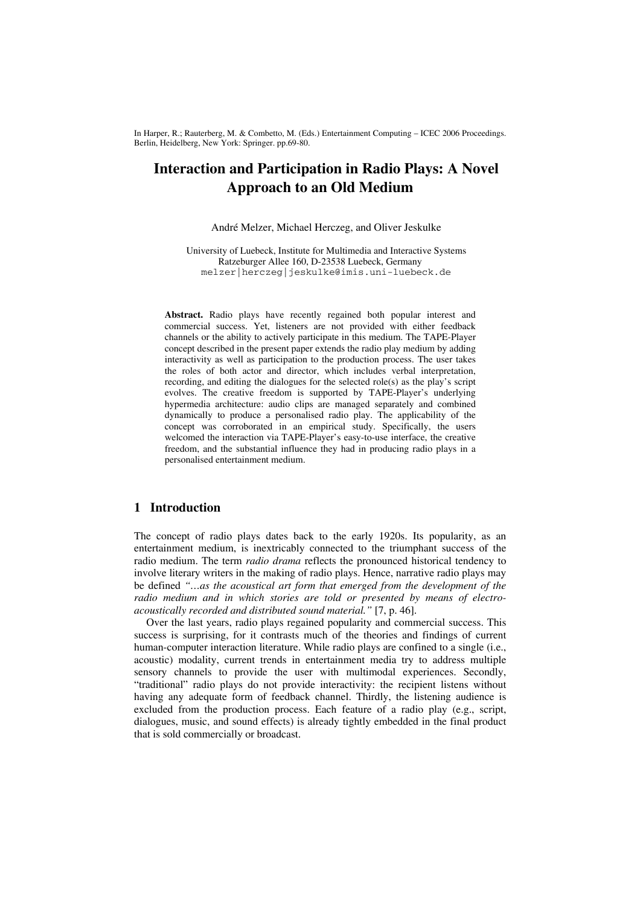In Harper, R.; Rauterberg, M. & Combetto, M. (Eds.) Entertainment Computing – ICEC 2006 Proceedings. Berlin, Heidelberg, New York: Springer. pp.69-80.

# Interaction and Participation in Radio Plays: A Novel Approach to an Old Medium

André Melzer, Michael Herczeg, and Oliver Jeskulke

University of Luebeck, Institute for Multimedia and Interactive Systems
Ratzeburger Allee 160, D-23538 Luebeck, Germany
melzer|herczeg|jeskulke@imis.uni-luebeck.de

**Abstract.** Radio plays have recently regained both popular interest and commercial success. Yet, listeners are not provided with either feedback channels or the ability to actively participate in this medium. The TAPE-Player concept described in the present paper extends the radio play medium by adding interactivity as well as participation to the production process. The user takes the roles of both actor and director, which includes verbal interpretation, recording, and editing the dialogues for the selected role(s) as the play's script evolves. The creative freedom is supported by TAPE-Player's underlying hypermedia architecture: audio clips are managed separately and combined dynamically to produce a personalised radio play. The applicability of the concept was corroborated in an empirical study. Specifically, the users welcomed the interaction via TAPE-Player's easy-to-use interface, the creative freedom, and the substantial influence they had in producing radio plays in a personalised entertainment medium.

## 1 Introduction

The concept of radio plays dates back to the early 1920s. Its popularity, as an entertainment medium, is inextricably connected to the triumphant success of the radio medium. The term *radio drama* reflects the pronounced historical tendency to involve literary writers in the making of radio plays. Hence, narrative radio plays may be defined *"…as the acoustical art form that emerged from the development of the radio medium and in which stories are told or presented by means of electro-acoustically recorded and distributed sound material."* [7, p. 46].

Over the last years, radio plays regained popularity and commercial success. This success is surprising, for it contrasts much of the theories and findings of current human-computer interaction literature. While radio plays are confined to a single (i.e., acoustic) modality, current trends in entertainment media try to address multiple sensory channels to provide the user with multimodal experiences. Secondly, "traditional" radio plays do not provide interactivity: the recipient listens without having any adequate form of feedback channel. Thirdly, the listening audience is excluded from the production process. Each feature of a radio play (e.g., script, dialogues, music, and sound effects) is already tightly embedded in the final product that is sold commercially or broadcast.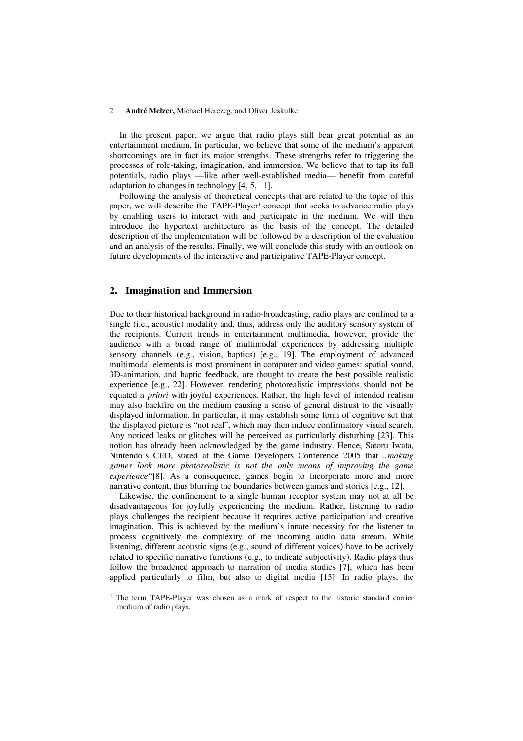In the present paper, we argue that radio plays still bear great potential as an entertainment medium. In particular, we believe that some of the medium's apparent shortcomings are in fact its major strengths. These strengths refer to triggering the processes of role-taking, imagination, and immersion. We believe that to tap its full potentials, radio plays —like other well-established media— benefit from careful adaptation to changes in technology [4, 5, 11].

Following the analysis of theoretical concepts that are related to the topic of this paper, we will describe the TAPE-Player[1] concept that seeks to advance radio plays by enabling users to interact with and participate in the medium. We will then introduce the hypertext architecture as the basis of the concept. The detailed description of the implementation will be followed by a description of the evaluation and an analysis of the results. Finally, we will conclude this study with an outlook on future developments of the interactive and participative TAPE-Player concept.

## 2. Imagination and Immersion

Due to their historical background in radio-broadcasting, radio plays are confined to a single (i.e., acoustic) modality and, thus, address only the auditory sensory system of the recipients. Current trends in entertainment multimedia, however, provide the audience with a broad range of multimodal experiences by addressing multiple sensory channels (e.g., vision, haptics) [e.g., 19]. The employment of advanced multimodal elements is most prominent in computer and video games: spatial sound, 3D-animation, and haptic feedback, are thought to create the best possible realistic experience [e.g., 22]. However, rendering photorealistic impressions should not be equated *a priori* with joyful experiences. Rather, the high level of intended realism may also backfire on the medium causing a sense of general distrust to the visually displayed information. In particular, it may establish some form of cognitive set that the displayed picture is "not real", which may then induce confirmatory visual search. Any noticed leaks or glitches will be perceived as particularly disturbing [23]. This notion has already been acknowledged by the game industry. Hence, Satoru Iwata, Nintendo's CEO, stated at the Game Developers Conference 2005 that *„making games look more photorealistic is not the only means of improving the game experience"*[8]. As a consequence, games begin to incorporate more and more narrative content, thus blurring the boundaries between games and stories [e.g., 12].

Likewise, the confinement to a single human receptor system may not at all be disadvantageous for joyfully experiencing the medium. Rather, listening to radio plays challenges the recipient because it requires active participation and creative imagination. This is achieved by the medium's innate necessity for the listener to process cognitively the complexity of the incoming audio data stream. While listening, different acoustic signs (e.g., sound of different voices) have to be actively related to specific narrative functions (e.g., to indicate subjectivity). Radio plays thus follow the broadened approach to narration of media studies [7], which has been applied particularly to film, but also to digital media [13]. In radio plays, the

---

[1] The term TAPE-Player was chosen as a mark of respect to the historic standard carrier medium of radio plays.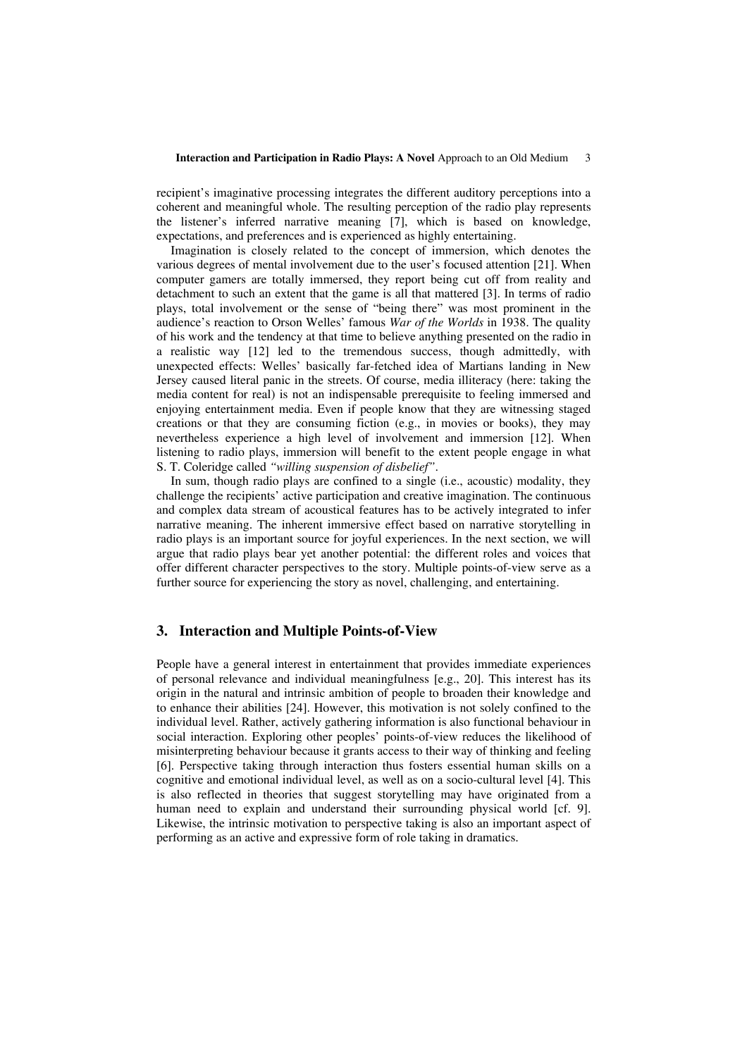recipient's imaginative processing integrates the different auditory perceptions into a coherent and meaningful whole. The resulting perception of the radio play represents the listener's inferred narrative meaning [7], which is based on knowledge, expectations, and preferences and is experienced as highly entertaining.

Imagination is closely related to the concept of immersion, which denotes the various degrees of mental involvement due to the user's focused attention [21]. When computer gamers are totally immersed, they report being cut off from reality and detachment to such an extent that the game is all that mattered [3]. In terms of radio plays, total involvement or the sense of "being there" was most prominent in the audience's reaction to Orson Welles' famous *War of the Worlds* in 1938. The quality of his work and the tendency at that time to believe anything presented on the radio in a realistic way [12] led to the tremendous success, though admittedly, with unexpected effects: Welles' basically far-fetched idea of Martians landing in New Jersey caused literal panic in the streets. Of course, media illiteracy (here: taking the media content for real) is not an indispensable prerequisite to feeling immersed and enjoying entertainment media. Even if people know that they are witnessing staged creations or that they are consuming fiction (e.g., in movies or books), they may nevertheless experience a high level of involvement and immersion [12]. When listening to radio plays, immersion will benefit to the extent people engage in what S. T. Coleridge called *"willing suspension of disbelief"*.

In sum, though radio plays are confined to a single (i.e., acoustic) modality, they challenge the recipients' active participation and creative imagination. The continuous and complex data stream of acoustical features has to be actively integrated to infer narrative meaning. The inherent immersive effect based on narrative storytelling in radio plays is an important source for joyful experiences. In the next section, we will argue that radio plays bear yet another potential: the different roles and voices that offer different character perspectives to the story. Multiple points-of-view serve as a further source for experiencing the story as novel, challenging, and entertaining.

## 3. Interaction and Multiple Points-of-View

People have a general interest in entertainment that provides immediate experiences of personal relevance and individual meaningfulness [e.g., 20]. This interest has its origin in the natural and intrinsic ambition of people to broaden their knowledge and to enhance their abilities [24]. However, this motivation is not solely confined to the individual level. Rather, actively gathering information is also functional behaviour in social interaction. Exploring other peoples' points-of-view reduces the likelihood of misinterpreting behaviour because it grants access to their way of thinking and feeling [6]. Perspective taking through interaction thus fosters essential human skills on a cognitive and emotional individual level, as well as on a socio-cultural level [4]. This is also reflected in theories that suggest storytelling may have originated from a human need to explain and understand their surrounding physical world [cf. 9]. Likewise, the intrinsic motivation to perspective taking is also an important aspect of performing as an active and expressive form of role taking in dramatics.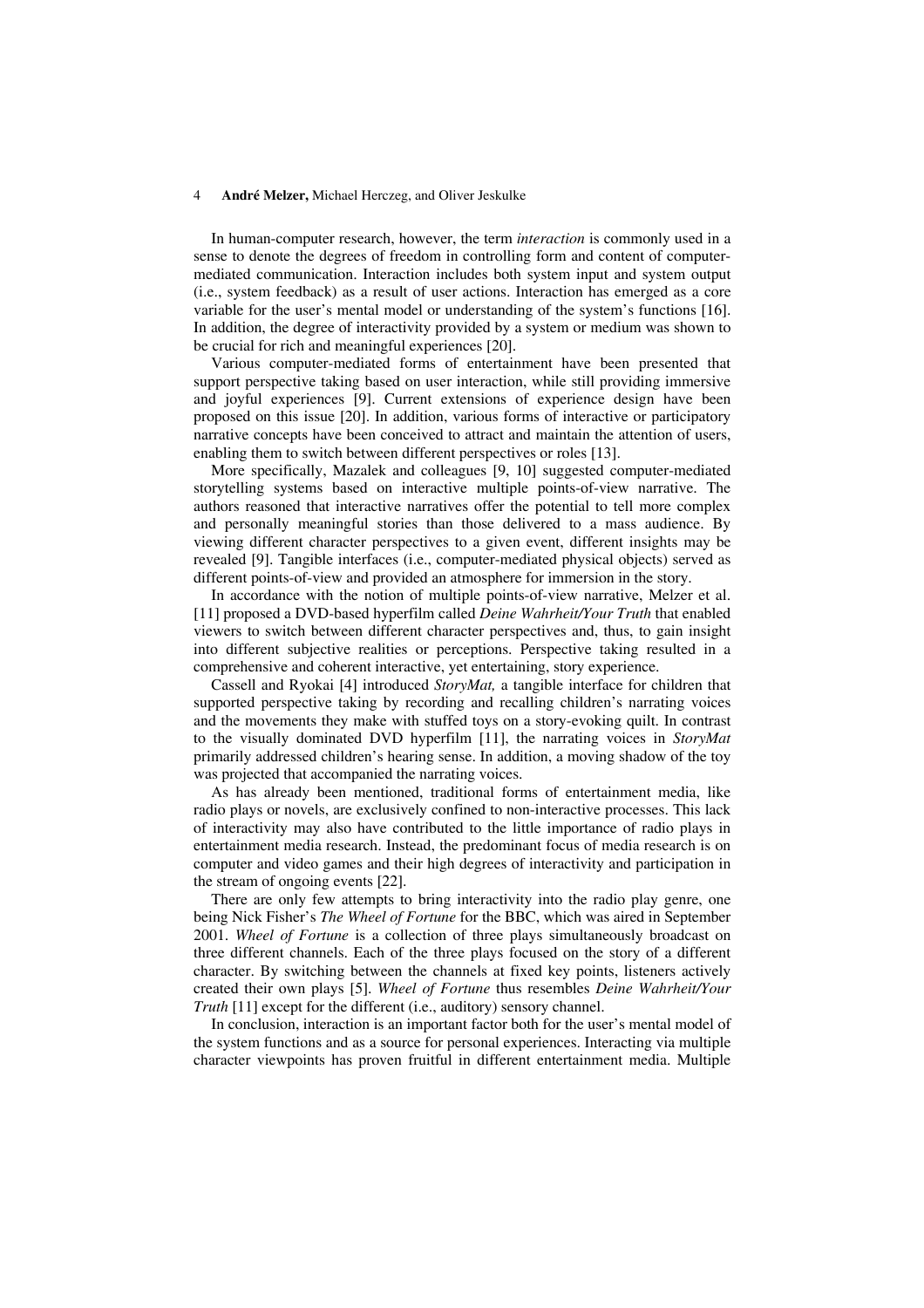In human-computer research, however, the term *interaction* is commonly used in a sense to denote the degrees of freedom in controlling form and content of computer-mediated communication. Interaction includes both system input and system output (i.e., system feedback) as a result of user actions. Interaction has emerged as a core variable for the user's mental model or understanding of the system's functions [16]. In addition, the degree of interactivity provided by a system or medium was shown to be crucial for rich and meaningful experiences [20].

Various computer-mediated forms of entertainment have been presented that support perspective taking based on user interaction, while still providing immersive and joyful experiences [9]. Current extensions of experience design have been proposed on this issue [20]. In addition, various forms of interactive or participatory narrative concepts have been conceived to attract and maintain the attention of users, enabling them to switch between different perspectives or roles [13].

More specifically, Mazalek and colleagues [9, 10] suggested computer-mediated storytelling systems based on interactive multiple points-of-view narrative. The authors reasoned that interactive narratives offer the potential to tell more complex and personally meaningful stories than those delivered to a mass audience. By viewing different character perspectives to a given event, different insights may be revealed [9]. Tangible interfaces (i.e., computer-mediated physical objects) served as different points-of-view and provided an atmosphere for immersion in the story.

In accordance with the notion of multiple points-of-view narrative, Melzer et al. [11] proposed a DVD-based hyperfilm called *Deine Wahrheit/Your Truth* that enabled viewers to switch between different character perspectives and, thus, to gain insight into different subjective realities or perceptions. Perspective taking resulted in a comprehensive and coherent interactive, yet entertaining, story experience.

Cassell and Ryokai [4] introduced *StoryMat,* a tangible interface for children that supported perspective taking by recording and recalling children's narrating voices and the movements they make with stuffed toys on a story-evoking quilt. In contrast to the visually dominated DVD hyperfilm [11], the narrating voices in *StoryMat* primarily addressed children's hearing sense. In addition, a moving shadow of the toy was projected that accompanied the narrating voices.

As has already been mentioned, traditional forms of entertainment media, like radio plays or novels, are exclusively confined to non-interactive processes. This lack of interactivity may also have contributed to the little importance of radio plays in entertainment media research. Instead, the predominant focus of media research is on computer and video games and their high degrees of interactivity and participation in the stream of ongoing events [22].

There are only few attempts to bring interactivity into the radio play genre, one being Nick Fisher's *The Wheel of Fortune* for the BBC, which was aired in September 2001. *Wheel of Fortune* is a collection of three plays simultaneously broadcast on three different channels. Each of the three plays focused on the story of a different character. By switching between the channels at fixed key points, listeners actively created their own plays [5]. *Wheel of Fortune* thus resembles *Deine Wahrheit/Your Truth* [11] except for the different (i.e., auditory) sensory channel.

In conclusion, interaction is an important factor both for the user's mental model of the system functions and as a source for personal experiences. Interacting via multiple character viewpoints has proven fruitful in different entertainment media. Multiple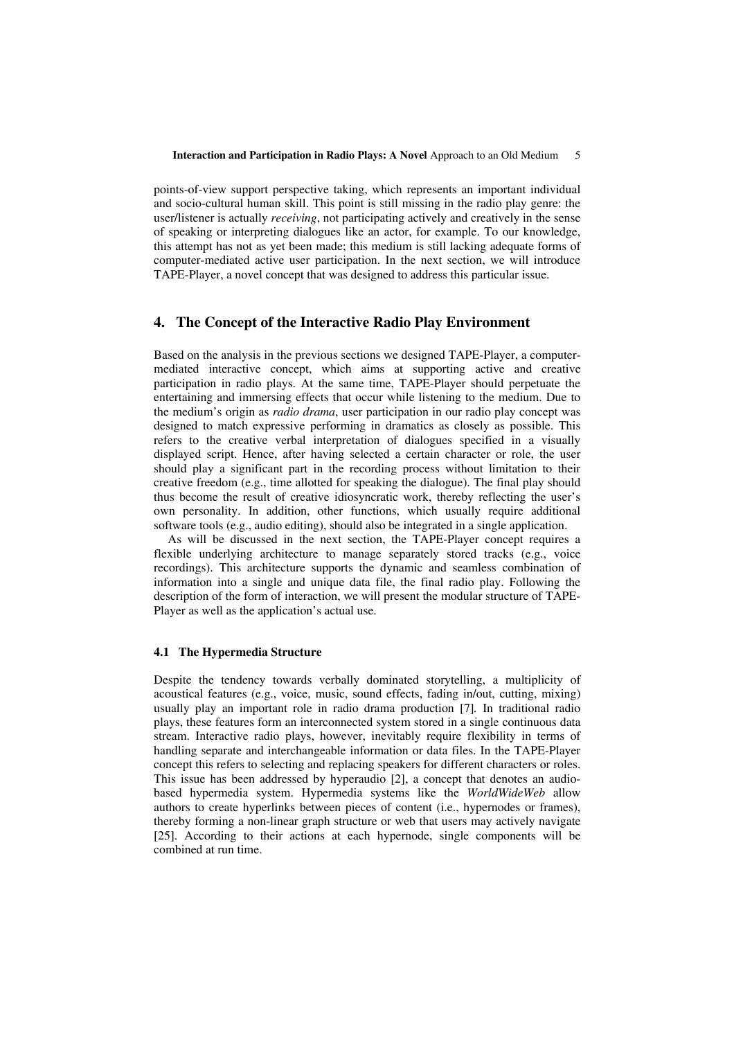points-of-view support perspective taking, which represents an important individual and socio-cultural human skill. This point is still missing in the radio play genre: the user/listener is actually *receiving*, not participating actively and creatively in the sense of speaking or interpreting dialogues like an actor, for example. To our knowledge, this attempt has not as yet been made; this medium is still lacking adequate forms of computer-mediated active user participation. In the next section, we will introduce TAPE-Player, a novel concept that was designed to address this particular issue.

## 4. The Concept of the Interactive Radio Play Environment

Based on the analysis in the previous sections we designed TAPE-Player, a computer-mediated interactive concept, which aims at supporting active and creative participation in radio plays. At the same time, TAPE-Player should perpetuate the entertaining and immersing effects that occur while listening to the medium. Due to the medium's origin as *radio drama*, user participation in our radio play concept was designed to match expressive performing in dramatics as closely as possible. This refers to the creative verbal interpretation of dialogues specified in a visually displayed script. Hence, after having selected a certain character or role, the user should play a significant part in the recording process without limitation to their creative freedom (e.g., time allotted for speaking the dialogue). The final play should thus become the result of creative idiosyncratic work, thereby reflecting the user's own personality. In addition, other functions, which usually require additional software tools (e.g., audio editing), should also be integrated in a single application.

As will be discussed in the next section, the TAPE-Player concept requires a flexible underlying architecture to manage separately stored tracks (e.g., voice recordings). This architecture supports the dynamic and seamless combination of information into a single and unique data file, the final radio play. Following the description of the form of interaction, we will present the modular structure of TAPE-Player as well as the application's actual use.

### 4.1 The Hypermedia Structure

Despite the tendency towards verbally dominated storytelling, a multiplicity of acoustical features (e.g., voice, music, sound effects, fading in/out, cutting, mixing) usually play an important role in radio drama production [7]. In traditional radio plays, these features form an interconnected system stored in a single continuous data stream. Interactive radio plays, however, inevitably require flexibility in terms of handling separate and interchangeable information or data files. In the TAPE-Player concept this refers to selecting and replacing speakers for different characters or roles. This issue has been addressed by hyperaudio [2], a concept that denotes an audio-based hypermedia system. Hypermedia systems like the *WorldWideWeb* allow authors to create hyperlinks between pieces of content (i.e., hypernodes or frames), thereby forming a non-linear graph structure or web that users may actively navigate [25]. According to their actions at each hypernode, single components will be combined at run time.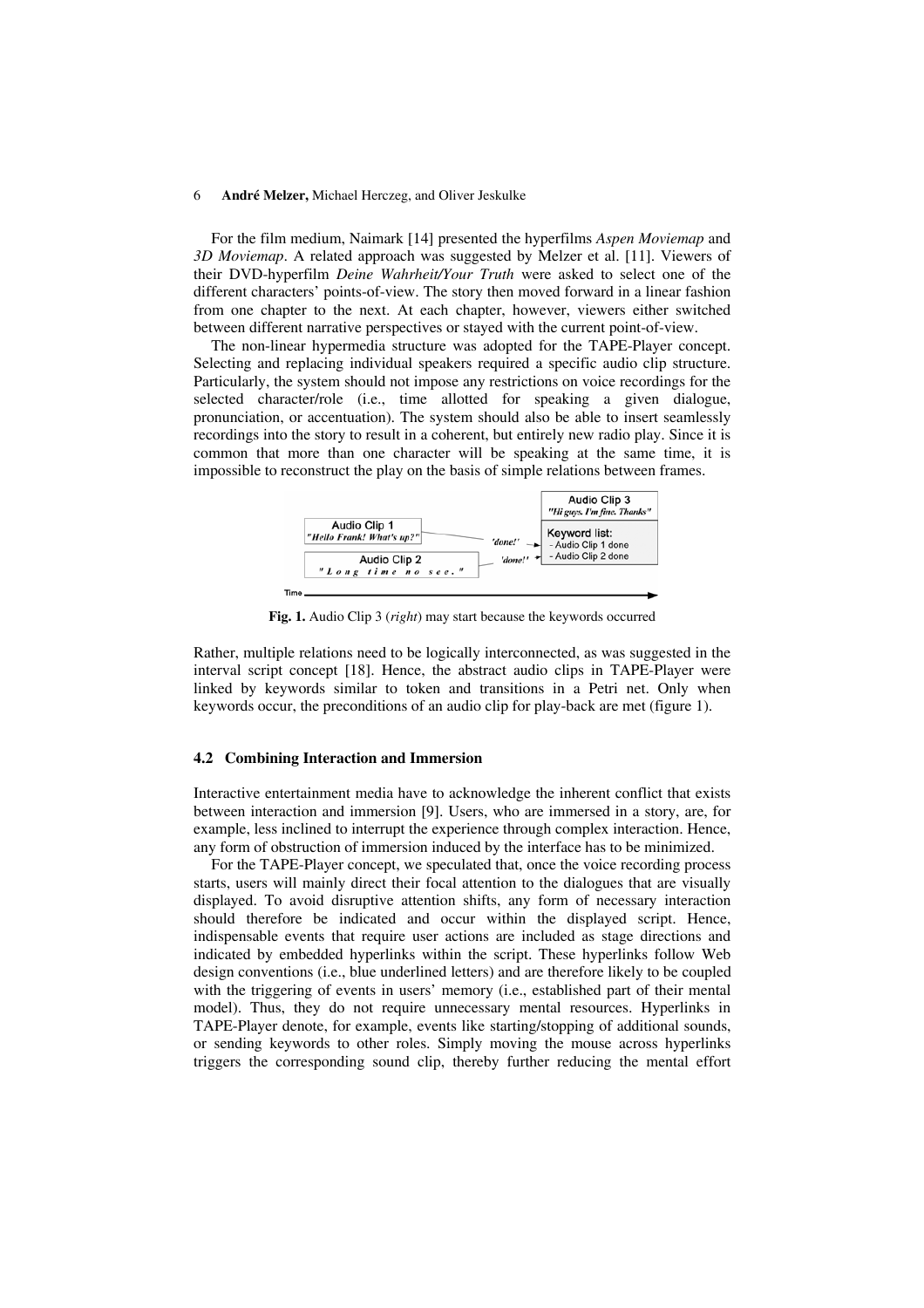For the film medium, Naimark [14] presented the hyperfilms *Aspen Moviemap* and *3D Moviemap*. A related approach was suggested by Melzer et al. [11]. Viewers of their DVD-hyperfilm *Deine Wahrheit/Your Truth* were asked to select one of the different characters' points-of-view. The story then moved forward in a linear fashion from one chapter to the next. At each chapter, however, viewers either switched between different narrative perspectives or stayed with the current point-of-view.

The non-linear hypermedia structure was adopted for the TAPE-Player concept. Selecting and replacing individual speakers required a specific audio clip structure. Particularly, the system should not impose any restrictions on voice recordings for the selected character/role (i.e., time allotted for speaking a given dialogue, pronunciation, or accentuation). The system should also be able to insert seamlessly recordings into the story to result in a coherent, but entirely new radio play. Since it is common that more than one character will be speaking at the same time, it is impossible to reconstruct the play on the basis of simple relations between frames.

**Fig. 1.** Audio Clip 3 (*right*) may start because the keywords occurred

Rather, multiple relations need to be logically interconnected, as was suggested in the interval script concept [18]. Hence, the abstract audio clips in TAPE-Player were linked by keywords similar to token and transitions in a Petri net. Only when keywords occur, the preconditions of an audio clip for play-back are met (figure 1).

### 4.2 Combining Interaction and Immersion

Interactive entertainment media have to acknowledge the inherent conflict that exists between interaction and immersion [9]. Users, who are immersed in a story, are, for example, less inclined to interrupt the experience through complex interaction. Hence, any form of obstruction of immersion induced by the interface has to be minimized.

For the TAPE-Player concept, we speculated that, once the voice recording process starts, users will mainly direct their focal attention to the dialogues that are visually displayed. To avoid disruptive attention shifts, any form of necessary interaction should therefore be indicated and occur within the displayed script. Hence, indispensable events that require user actions are included as stage directions and indicated by embedded hyperlinks within the script. These hyperlinks follow Web design conventions (i.e., blue underlined letters) and are therefore likely to be coupled with the triggering of events in users' memory (i.e., established part of their mental model). Thus, they do not require unnecessary mental resources. Hyperlinks in TAPE-Player denote, for example, events like starting/stopping of additional sounds, or sending keywords to other roles. Simply moving the mouse across hyperlinks triggers the corresponding sound clip, thereby further reducing the mental effort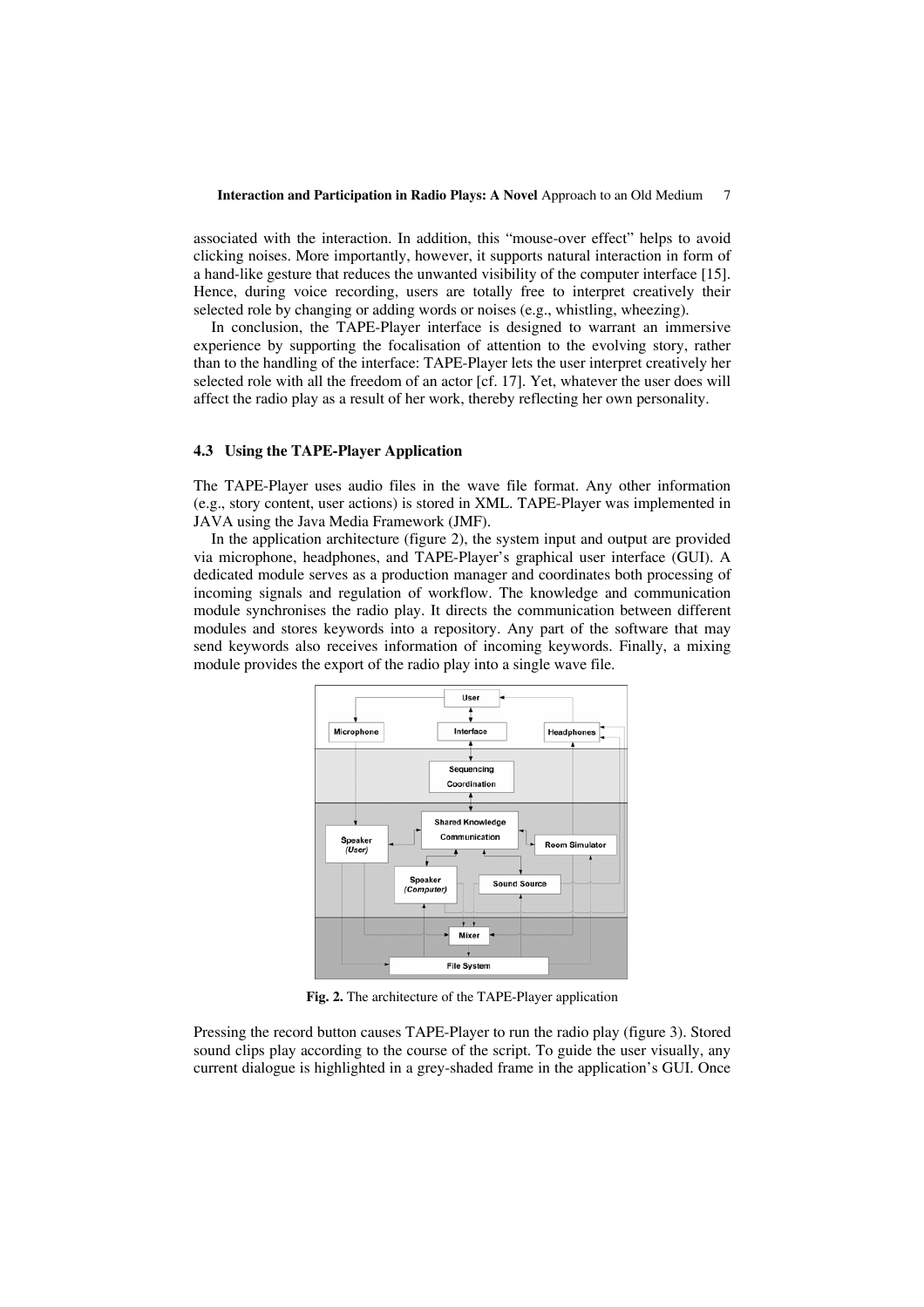associated with the interaction. In addition, this "mouse-over effect" helps to avoid clicking noises. More importantly, however, it supports natural interaction in form of a hand-like gesture that reduces the unwanted visibility of the computer interface [15]. Hence, during voice recording, users are totally free to interpret creatively their selected role by changing or adding words or noises (e.g., whistling, wheezing).

In conclusion, the TAPE-Player interface is designed to warrant an immersive experience by supporting the focalisation of attention to the evolving story, rather than to the handling of the interface: TAPE-Player lets the user interpret creatively her selected role with all the freedom of an actor [cf. 17]. Yet, whatever the user does will affect the radio play as a result of her work, thereby reflecting her own personality.

### 4.3 Using the TAPE-Player Application

The TAPE-Player uses audio files in the wave file format. Any other information (e.g., story content, user actions) is stored in XML. TAPE-Player was implemented in JAVA using the Java Media Framework (JMF).

In the application architecture (figure 2), the system input and output are provided via microphone, headphones, and TAPE-Player's graphical user interface (GUI). A dedicated module serves as a production manager and coordinates both processing of incoming signals and regulation of workflow. The knowledge and communication module synchronises the radio play. It directs the communication between different modules and stores keywords into a repository. Any part of the software that may send keywords also receives information of incoming keywords. Finally, a mixing module provides the export of the radio play into a single wave file.

**Fig. 2.** The architecture of the TAPE-Player application

Pressing the record button causes TAPE-Player to run the radio play (figure 3). Stored sound clips play according to the course of the script. To guide the user visually, any current dialogue is highlighted in a grey-shaded frame in the application's GUI. Once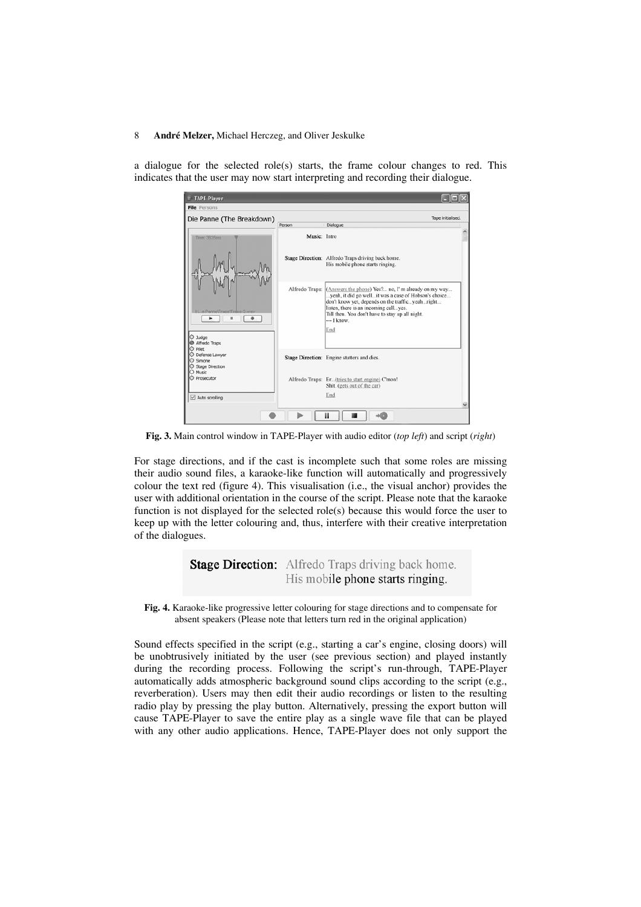a dialogue for the selected role(s) starts, the frame colour changes to red. This indicates that the user may now start interpreting and recording their dialogue.

**Fig. 3.** Main control window in TAPE-Player with audio editor (*top left*) and script (*right*)

For stage directions, and if the cast is incomplete such that some roles are missing their audio sound files, a karaoke-like function will automatically and progressively colour the text red (figure 4). This visualisation (i.e., the visual anchor) provides the user with additional orientation in the course of the script. Please note that the karaoke function is not displayed for the selected role(s) because this would force the user to keep up with the letter colouring and, thus, interfere with their creative interpretation of the dialogues.

**Fig. 4.** Karaoke-like progressive letter colouring for stage directions and to compensate for absent speakers (Please note that letters turn red in the original application)

Sound effects specified in the script (e.g., starting a car's engine, closing doors) will be unobtrusively initiated by the user (see previous section) and played instantly during the recording process. Following the script's run-through, TAPE-Player automatically adds atmospheric background sound clips according to the script (e.g., reverberation). Users may then edit their audio recordings or listen to the resulting radio play by pressing the play button. Alternatively, pressing the export button will cause TAPE-Player to save the entire play as a single wave file that can be played with any other audio applications. Hence, TAPE-Player does not only support the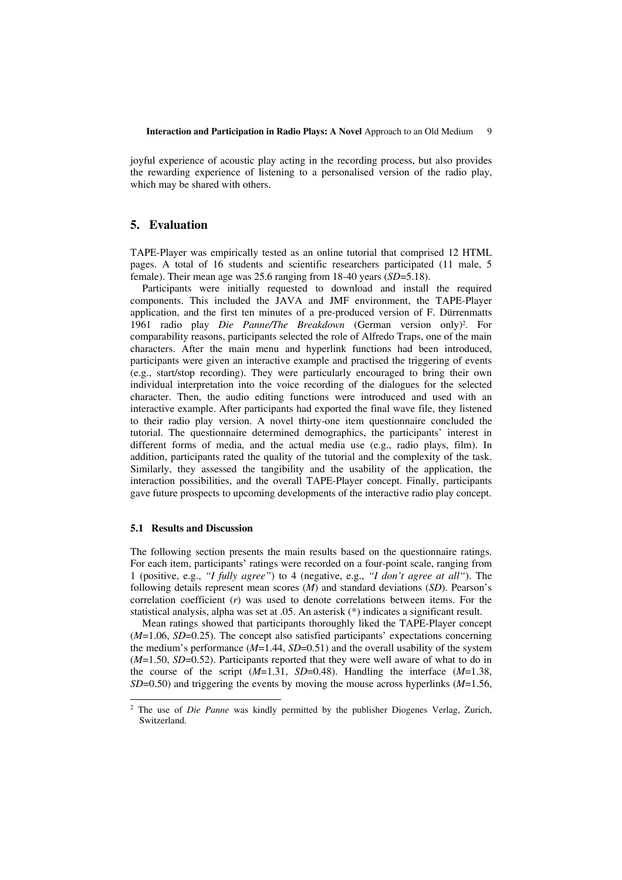joyful experience of acoustic play acting in the recording process, but also provides the rewarding experience of listening to a personalised version of the radio play, which may be shared with others.

## 5. Evaluation

TAPE-Player was empirically tested as an online tutorial that comprised 12 HTML pages. A total of 16 students and scientific researchers participated (11 male, 5 female). Their mean age was 25.6 ranging from 18-40 years (*SD*=5.18).

Participants were initially requested to download and install the required components. This included the JAVA and JMF environment, the TAPE-Player application, and the first ten minutes of a pre-produced version of F. Dürrenmatts 1961 radio play *Die Panne/The Breakdown* (German version only)[2]. For comparability reasons, participants selected the role of Alfredo Traps, one of the main characters. After the main menu and hyperlink functions had been introduced, participants were given an interactive example and practised the triggering of events (e.g., start/stop recording). They were particularly encouraged to bring their own individual interpretation into the voice recording of the dialogues for the selected character. Then, the audio editing functions were introduced and used with an interactive example. After participants had exported the final wave file, they listened to their radio play version. A novel thirty-one item questionnaire concluded the tutorial. The questionnaire determined demographics, the participants' interest in different forms of media, and the actual media use (e.g., radio plays, film). In addition, participants rated the quality of the tutorial and the complexity of the task. Similarly, they assessed the tangibility and the usability of the application, the interaction possibilities, and the overall TAPE-Player concept. Finally, participants gave future prospects to upcoming developments of the interactive radio play concept.

### 5.1 Results and Discussion

The following section presents the main results based on the questionnaire ratings. For each item, participants' ratings were recorded on a four-point scale, ranging from 1 (positive, e.g., *"I fully agree"*) to 4 (negative, e.g., *"I don't agree at all"*). The following details represent mean scores (*M*) and standard deviations (*SD*). Pearson's correlation coefficient (*r*) was used to denote correlations between items. For the statistical analysis, alpha was set at .05. An asterisk (*) indicates a significant result.

Mean ratings showed that participants thoroughly liked the TAPE-Player concept (*M*=1.06, *SD*=0.25). The concept also satisfied participants' expectations concerning the medium's performance (*M*=1.44, *SD*=0.51) and the overall usability of the system (*M*=1.50, *SD*=0.52). Participants reported that they were well aware of what to do in the course of the script (*M*=1.31, *SD*=0.48). Handling the interface (*M*=1.38, *SD*=0.50) and triggering the events by moving the mouse across hyperlinks (*M*=1.56,

[2] The use of *Die Panne* was kindly permitted by the publisher Diogenes Verlag, Zurich, Switzerland.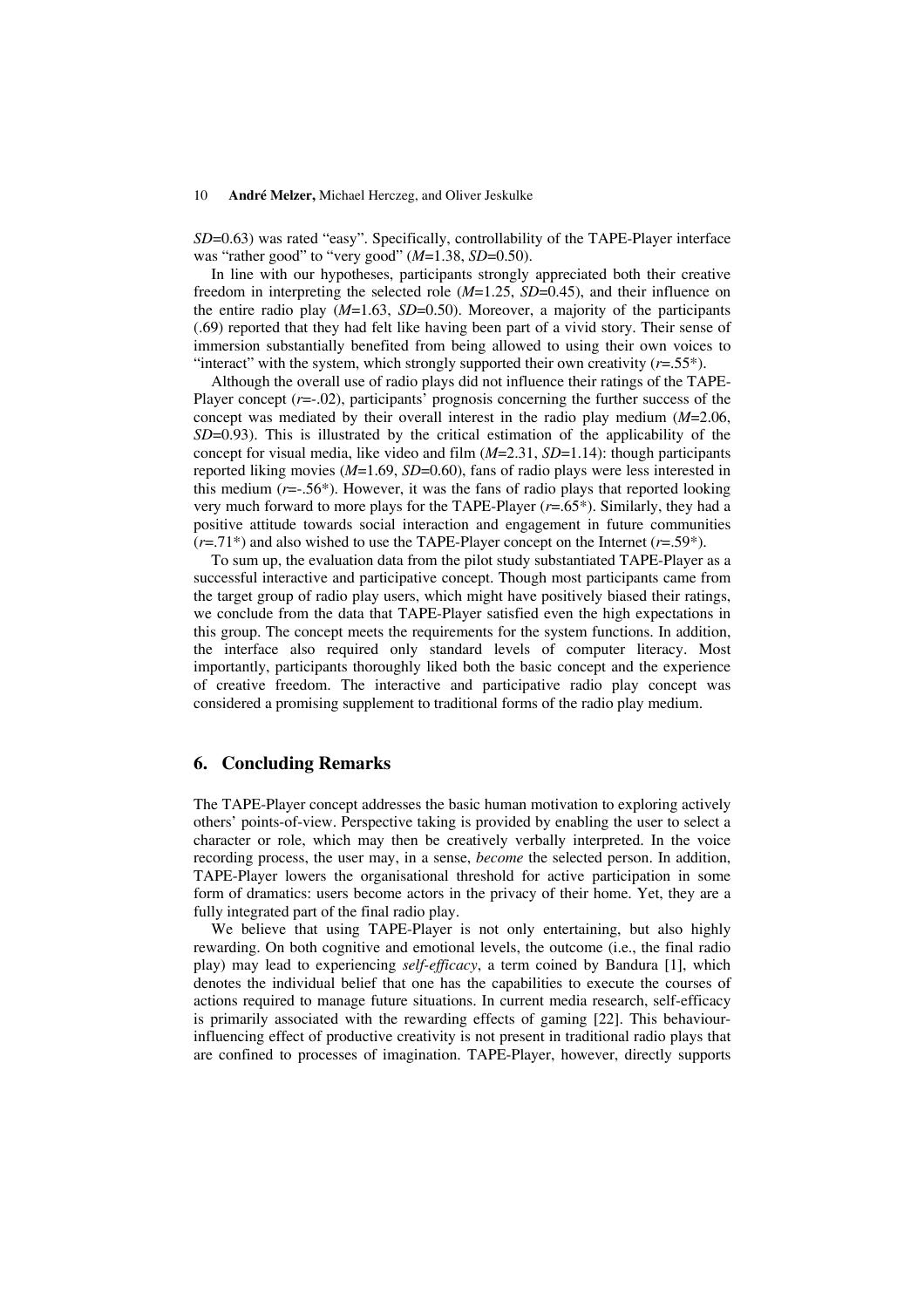*SD*=0.63) was rated "easy". Specifically, controllability of the TAPE-Player interface was "rather good" to "very good" (*M*=1.38, *SD*=0.50).

In line with our hypotheses, participants strongly appreciated both their creative freedom in interpreting the selected role (*M*=1.25, *SD*=0.45), and their influence on the entire radio play (*M*=1.63, *SD*=0.50). Moreover, a majority of the participants (.69) reported that they had felt like having been part of a vivid story. Their sense of immersion substantially benefited from being allowed to using their own voices to "interact" with the system, which strongly supported their own creativity (*r*=.55*).

Although the overall use of radio plays did not influence their ratings of the TAPE-Player concept (*r*=-.02), participants' prognosis concerning the further success of the concept was mediated by their overall interest in the radio play medium (*M*=2.06, *SD*=0.93). This is illustrated by the critical estimation of the applicability of the concept for visual media, like video and film (*M*=2.31, *SD*=1.14): though participants reported liking movies (*M*=1.69, *SD*=0.60), fans of radio plays were less interested in this medium (*r*=-.56*). However, it was the fans of radio plays that reported looking very much forward to more plays for the TAPE-Player (*r*=.65*). Similarly, they had a positive attitude towards social interaction and engagement in future communities (*r*=.71*) and also wished to use the TAPE-Player concept on the Internet (*r*=.59*).

To sum up, the evaluation data from the pilot study substantiated TAPE-Player as a successful interactive and participative concept. Though most participants came from the target group of radio play users, which might have positively biased their ratings, we conclude from the data that TAPE-Player satisfied even the high expectations in this group. The concept meets the requirements for the system functions. In addition, the interface also required only standard levels of computer literacy. Most importantly, participants thoroughly liked both the basic concept and the experience of creative freedom. The interactive and participative radio play concept was considered a promising supplement to traditional forms of the radio play medium.

## 6. Concluding Remarks

The TAPE-Player concept addresses the basic human motivation to exploring actively others' points-of-view. Perspective taking is provided by enabling the user to select a character or role, which may then be creatively verbally interpreted. In the voice recording process, the user may, in a sense, *become* the selected person. In addition, TAPE-Player lowers the organisational threshold for active participation in some form of dramatics: users become actors in the privacy of their home. Yet, they are a fully integrated part of the final radio play.

We believe that using TAPE-Player is not only entertaining, but also highly rewarding. On both cognitive and emotional levels, the outcome (i.e., the final radio play) may lead to experiencing *self-efficacy*, a term coined by Bandura [1], which denotes the individual belief that one has the capabilities to execute the courses of actions required to manage future situations. In current media research, self-efficacy is primarily associated with the rewarding effects of gaming [22]. This behaviour-influencing effect of productive creativity is not present in traditional radio plays that are confined to processes of imagination. TAPE-Player, however, directly supports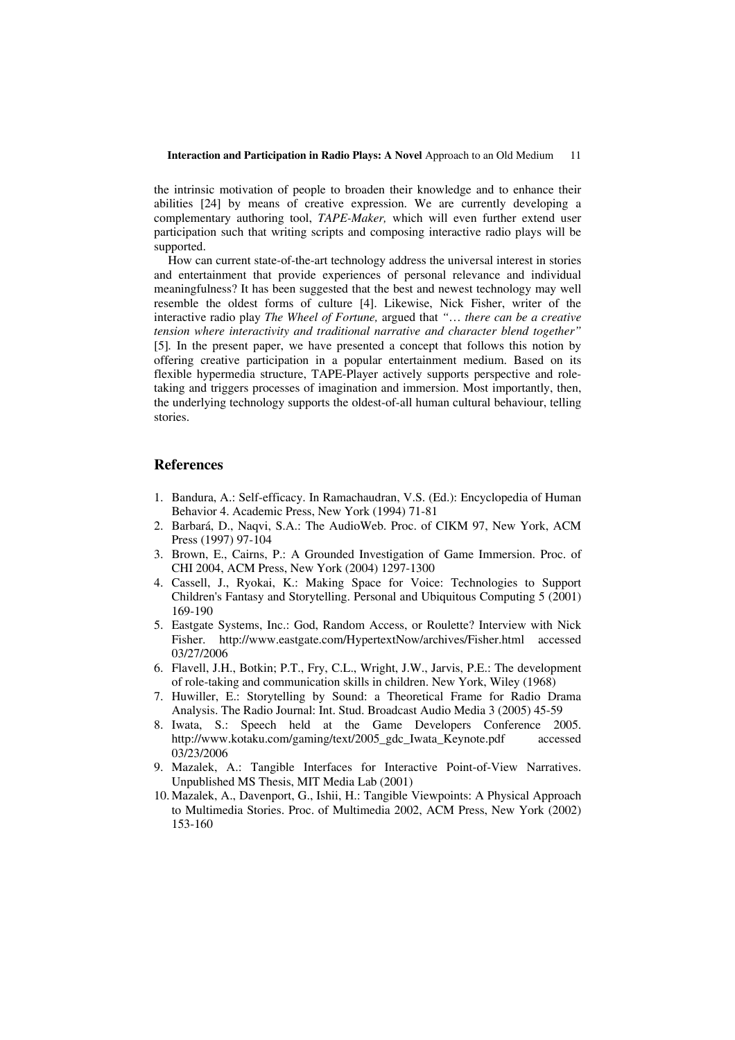the intrinsic motivation of people to broaden their knowledge and to enhance their abilities [24] by means of creative expression. We are currently developing a complementary authoring tool, *TAPE-Maker,* which will even further extend user participation such that writing scripts and composing interactive radio plays will be supported.

How can current state-of-the-art technology address the universal interest in stories and entertainment that provide experiences of personal relevance and individual meaningfulness? It has been suggested that the best and newest technology may well resemble the oldest forms of culture [4]. Likewise, Nick Fisher, writer of the interactive radio play *The Wheel of Fortune,* argued that *"… there can be a creative tension where interactivity and traditional narrative and character blend together"* [5]. In the present paper, we have presented a concept that follows this notion by offering creative participation in a popular entertainment medium. Based on its flexible hypermedia structure, TAPE-Player actively supports perspective and role-taking and triggers processes of imagination and immersion. Most importantly, then, the underlying technology supports the oldest-of-all human cultural behaviour, telling stories.

## References

1. Bandura, A.: Self-efficacy. In Ramachaudran, V.S. (Ed.): Encyclopedia of Human Behavior 4. Academic Press, New York (1994) 71-81
2. Barbará, D., Naqvi, S.A.: The AudioWeb. Proc. of CIKM 97, New York, ACM Press (1997) 97-104
3. Brown, E., Cairns, P.: A Grounded Investigation of Game Immersion. Proc. of CHI 2004, ACM Press, New York (2004) 1297-1300
4. Cassell, J., Ryokai, K.: Making Space for Voice: Technologies to Support Children's Fantasy and Storytelling. Personal and Ubiquitous Computing 5 (2001) 169-190
5. Eastgate Systems, Inc.: God, Random Access, or Roulette? Interview with Nick Fisher. http://www.eastgate.com/HypertextNow/archives/Fisher.html accessed 03/27/2006
6. Flavell, J.H., Botkin; P.T., Fry, C.L., Wright, J.W., Jarvis, P.E.: The development of role-taking and communication skills in children. New York, Wiley (1968)
7. Huwiller, E.: Storytelling by Sound: a Theoretical Frame for Radio Drama Analysis. The Radio Journal: Int. Stud. Broadcast Audio Media 3 (2005) 45-59
8. Iwata, S.: Speech held at the Game Developers Conference 2005. http://www.kotaku.com/gaming/text/2005_gdc_Iwata_Keynote.pdf accessed 03/23/2006
9. Mazalek, A.: Tangible Interfaces for Interactive Point-of-View Narratives. Unpublished MS Thesis, MIT Media Lab (2001)
10. Mazalek, A., Davenport, G., Ishii, H.: Tangible Viewpoints: A Physical Approach to Multimedia Stories. Proc. of Multimedia 2002, ACM Press, New York (2002) 153-160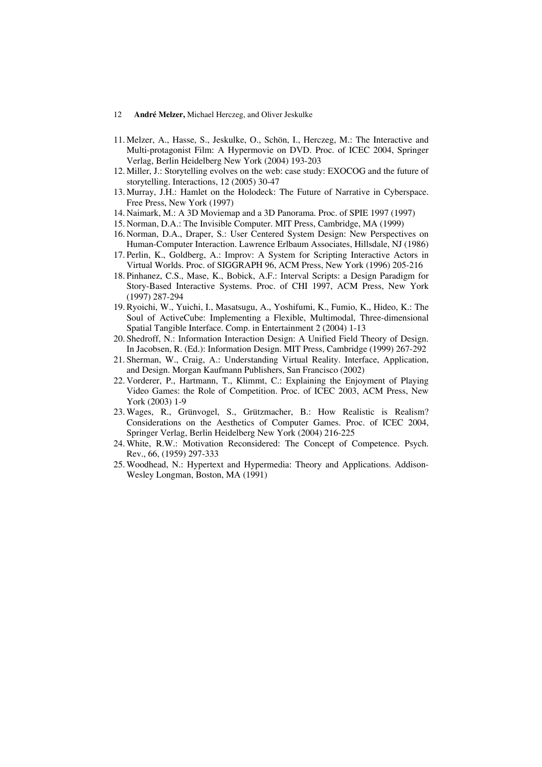11. Melzer, A., Hasse, S., Jeskulke, O., Schön, I., Herczeg, M.: The Interactive and Multi-protagonist Film: A Hypermovie on DVD. Proc. of ICEC 2004, Springer Verlag, Berlin Heidelberg New York (2004) 193-203
12. Miller, J.: Storytelling evolves on the web: case study: EXOCOG and the future of storytelling. Interactions, 12 (2005) 30-47
13. Murray, J.H.: Hamlet on the Holodeck: The Future of Narrative in Cyberspace. Free Press, New York (1997)
14. Naimark, M.: A 3D Moviemap and a 3D Panorama. Proc. of SPIE 1997 (1997)
15. Norman, D.A.: The Invisible Computer. MIT Press, Cambridge, MA (1999)
16. Norman, D.A., Draper, S.: User Centered System Design: New Perspectives on Human-Computer Interaction. Lawrence Erlbaum Associates, Hillsdale, NJ (1986)
17. Perlin, K., Goldberg, A.: Improv: A System for Scripting Interactive Actors in Virtual Worlds. Proc. of SIGGRAPH 96, ACM Press, New York (1996) 205-216
18. Pinhanez, C.S., Mase, K., Bobick, A.F.: Interval Scripts: a Design Paradigm for Story-Based Interactive Systems. Proc. of CHI 1997, ACM Press, New York (1997) 287-294
19. Ryoichi, W., Yuichi, I., Masatsugu, A., Yoshifumi, K., Fumio, K., Hideo, K.: The Soul of ActiveCube: Implementing a Flexible, Multimodal, Three-dimensional Spatial Tangible Interface. Comp. in Entertainment 2 (2004) 1-13
20. Shedroff, N.: Information Interaction Design: A Unified Field Theory of Design. In Jacobsen, R. (Ed.): Information Design. MIT Press, Cambridge (1999) 267-292
21. Sherman, W., Craig, A.: Understanding Virtual Reality. Interface, Application, and Design. Morgan Kaufmann Publishers, San Francisco (2002)
22. Vorderer, P., Hartmann, T., Klimmt, C.: Explaining the Enjoyment of Playing Video Games: the Role of Competition. Proc. of ICEC 2003, ACM Press, New York (2003) 1-9
23. Wages, R., Grünvogel, S., Grützmacher, B.: How Realistic is Realism? Considerations on the Aesthetics of Computer Games. Proc. of ICEC 2004, Springer Verlag, Berlin Heidelberg New York (2004) 216-225
24. White, R.W.: Motivation Reconsidered: The Concept of Competence. Psych. Rev., 66, (1959) 297-333
25. Woodhead, N.: Hypertext and Hypermedia: Theory and Applications. Addison-Wesley Longman, Boston, MA (1991)